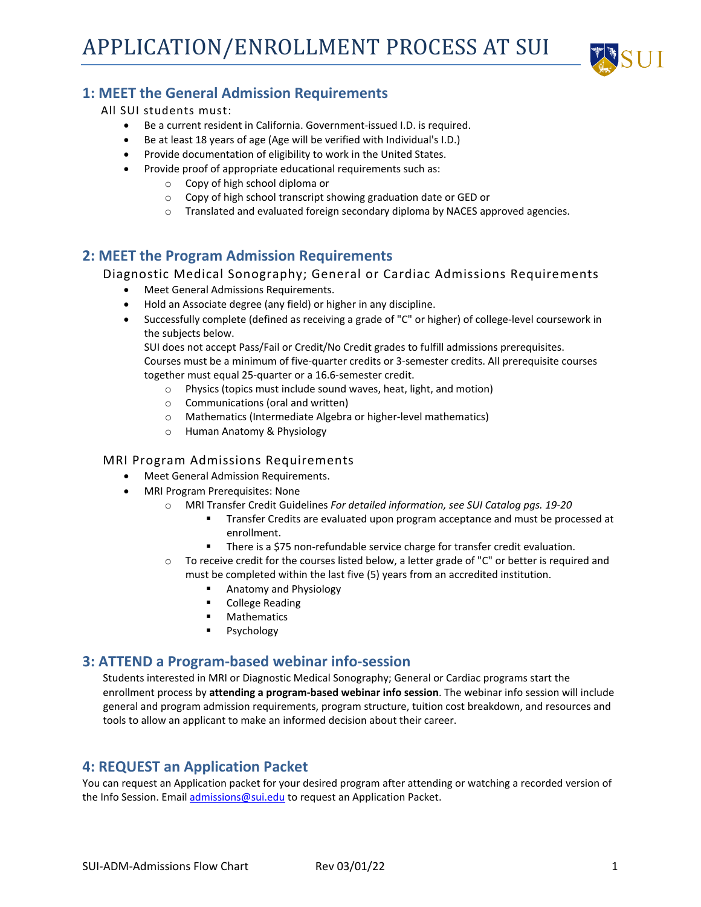# APPLICATION/ENROLLMENT PROCESS AT SUI

## 1: MEET the General Admission Requirements

All SUI students must:

- Be a current resident in California. Government-issued I.D. is required.
- Be at least 18 years of age (Age will be verified with Individual's I.D.)
- Provide documentation of eligibility to work in the United States.
- Provide proof of appropriate educational requirements such as:
  - Copy of high school diploma or
  - Copy of high school transcript showing graduation date or GED or
  - Translated and evaluated foreign secondary diploma by NACES approved agencies.

## 2: MEET the Program Admission Requirements

### Diagnostic Medical Sonography; General or Cardiac Admissions Requirements

- Meet General Admissions Requirements.
- Hold an Associate degree (any field) or higher in any discipline.
- Successfully complete (defined as receiving a grade of "C" or higher) of college-level coursework in the subjects below.
  SUI does not accept Pass/Fail or Credit/No Credit grades to fulfill admissions prerequisites.
  Courses must be a minimum of five-quarter credits or 3-semester credits. All prerequisite courses together must equal 25-quarter or a 16.6-semester credit.
  - Physics (topics must include sound waves, heat, light, and motion)
  - Communications (oral and written)
  - Mathematics (Intermediate Algebra or higher-level mathematics)
  - Human Anatomy & Physiology

### MRI Program Admissions Requirements

- Meet General Admission Requirements.
- MRI Program Prerequisites: None
  - MRI Transfer Credit Guidelines *For detailed information, see SUI Catalog pgs. 19-20*
    - Transfer Credits are evaluated upon program acceptance and must be processed at enrollment.
    - There is a $75 non-refundable service charge for transfer credit evaluation.
  - To receive credit for the courses listed below, a letter grade of "C" or better is required and must be completed within the last five (5) years from an accredited institution.
    - Anatomy and Physiology
    - College Reading
    - Mathematics
    - Psychology

## 3: ATTEND a Program-based webinar info-session

Students interested in MRI or Diagnostic Medical Sonography; General or Cardiac programs start the enrollment process by **attending a program-based webinar info session**. The webinar info session will include general and program admission requirements, program structure, tuition cost breakdown, and resources and tools to allow an applicant to make an informed decision about their career.

## 4: REQUEST an Application Packet

You can request an Application packet for your desired program after attending or watching a recorded version of the Info Session. Email admissions@sui.edu to request an Application Packet.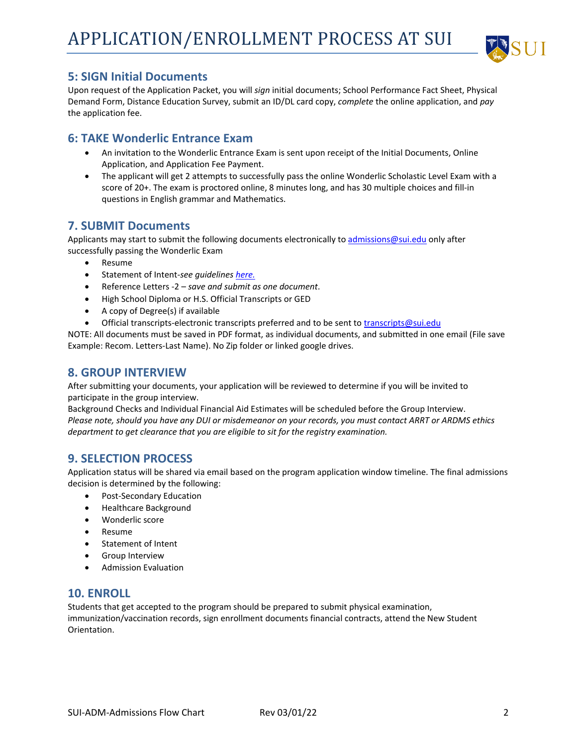# APPLICATION/ENROLLMENT PROCESS AT SUI

## 5: SIGN Initial Documents

Upon request of the Application Packet, you will *sign* initial documents; School Performance Fact Sheet, Physical Demand Form, Distance Education Survey, submit an ID/DL card copy, *complete* the online application, and *pay* the application fee.

## 6: TAKE Wonderlic Entrance Exam

- An invitation to the Wonderlic Entrance Exam is sent upon receipt of the Initial Documents, Online Application, and Application Fee Payment.
- The applicant will get 2 attempts to successfully pass the online Wonderlic Scholastic Level Exam with a score of 20+. The exam is proctored online, 8 minutes long, and has 30 multiple choices and fill-in questions in English grammar and Mathematics.

## 7. SUBMIT Documents

Applicants may start to submit the following documents electronically to admissions@sui.edu only after successfully passing the Wonderlic Exam

- Resume
- Statement of Intent-*see guidelines here.*
- Reference Letters -2 – *save and submit as one document*.
- High School Diploma or H.S. Official Transcripts or GED
- A copy of Degree(s) if available
- Official transcripts-electronic transcripts preferred and to be sent to transcripts@sui.edu

NOTE: All documents must be saved in PDF format, as individual documents, and submitted in one email (File save Example: Recom. Letters-Last Name). No Zip folder or linked google drives.

## 8. GROUP INTERVIEW

After submitting your documents, your application will be reviewed to determine if you will be invited to participate in the group interview.

Background Checks and Individual Financial Aid Estimates will be scheduled before the Group Interview.

*Please note, should you have any DUI or misdemeanor on your records, you must contact ARRT or ARDMS ethics department to get clearance that you are eligible to sit for the registry examination.*

## 9. SELECTION PROCESS

Application status will be shared via email based on the program application window timeline. The final admissions decision is determined by the following:

- Post-Secondary Education
- Healthcare Background
- Wonderlic score
- Resume
- Statement of Intent
- Group Interview
- Admission Evaluation

## 10. ENROLL

Students that get accepted to the program should be prepared to submit physical examination, immunization/vaccination records, sign enrollment documents financial contracts, attend the New Student Orientation.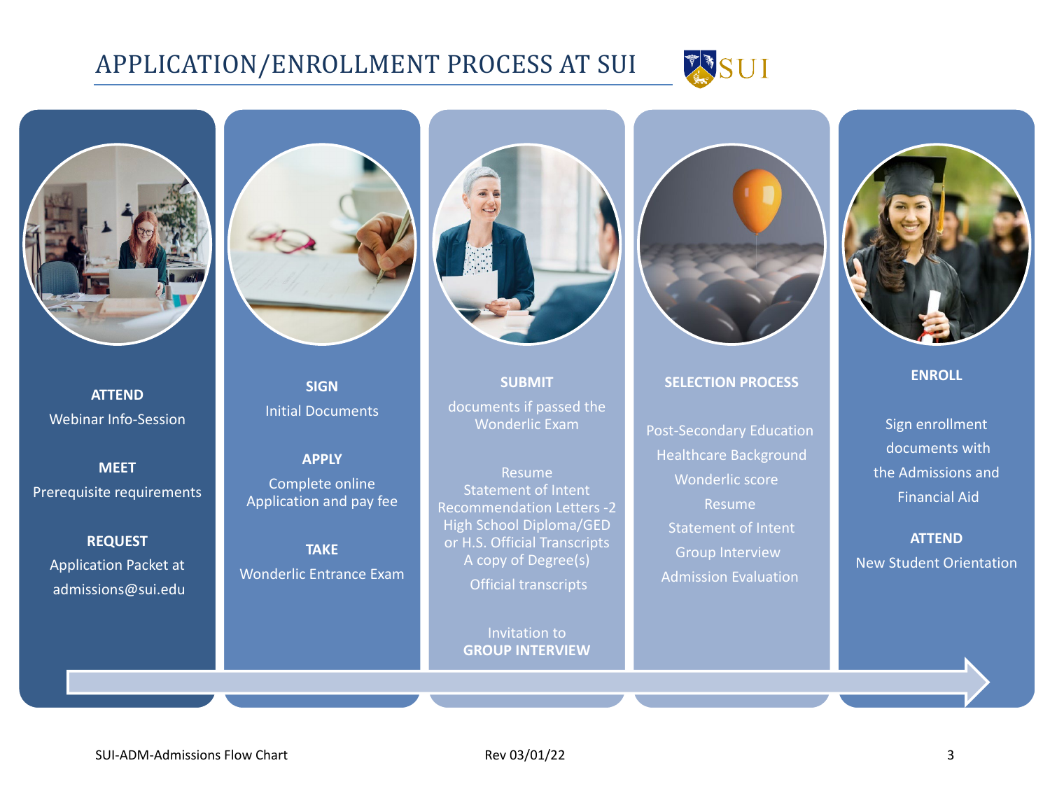# APPLICATION/ENROLLMENT PROCESS AT SUI

SUI

**ATTEND**
Webinar Info-Session

**MEET**
Prerequisite requirements

**REQUEST**
Application Packet at admissions@sui.edu

**SIGN**
Initial Documents

**APPLY**
Complete online Application and pay fee

**TAKE**
Wonderlic Entrance Exam

**SUBMIT**
documents if passed the Wonderlic Exam

Resume
Statement of Intent
Recommendation Letters -2
High School Diploma/GED or H.S. Official Transcripts
A copy of Degree(s)
Official transcripts

Invitation to **GROUP INTERVIEW**

**SELECTION PROCESS**

Post-Secondary Education
Healthcare Background
Wonderlic score
Resume
Statement of Intent
Group Interview
Admission Evaluation

**ENROLL**

Sign enrollment documents with the Admissions and Financial Aid

**ATTEND**
New Student Orientation

SUI-ADM-Admissions Flow Chart    Rev 03/01/22